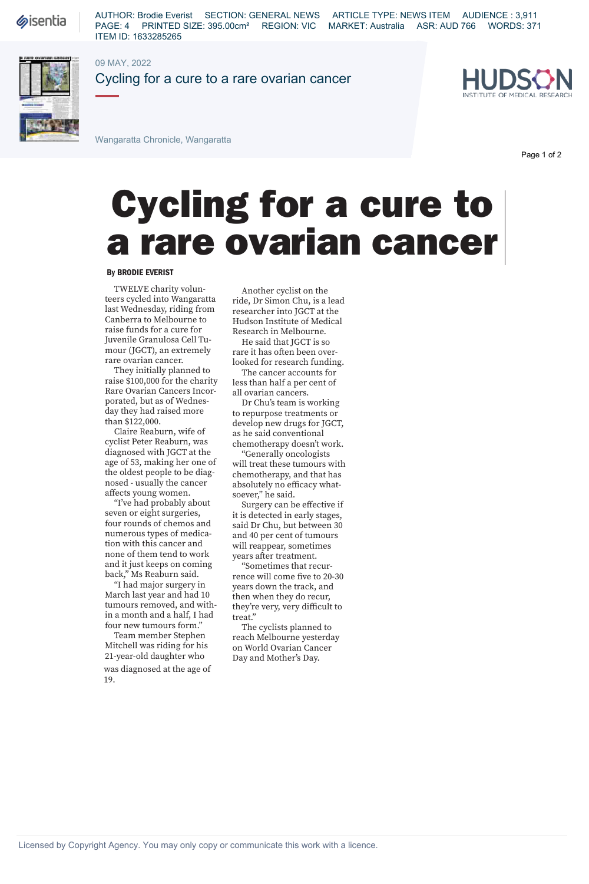AUTHOR: Brodie Everist SECTION: GENERAL NEWS ARTICLE TYPE: NEWS ITEM AUDIENCE : 3,911
PAGE: 4 PRINTED SIZE: 395.00cm² REGION: VIC MARKET: Australia ASR: AUD 766 WORDS: 371
ITEM ID: 1633285265

09 MAY, 2022

Cycling for a cure to a rare ovarian cancer

Wangaratta Chronicle, Wangaratta

# Cycling for a cure to a rare ovarian cancer

**By BRODIE EVERIST**

TWELVE charity volunteers cycled into Wangaratta last Wednesday, riding from Canberra to Melbourne to raise funds for a cure for Juvenile Granulosa Cell Tumour (JGCT), an extremely rare ovarian cancer.

They initially planned to raise $100,000 for the charity Rare Ovarian Cancers Incorporated, but as of Wednesday they had raised more than $122,000.

Claire Reaburn, wife of cyclist Peter Reaburn, was diagnosed with JGCT at the age of 53, making her one of the oldest people to be diagnosed - usually the cancer affects young women.

"I've had probably about seven or eight surgeries, four rounds of chemos and numerous types of medication with this cancer and none of them tend to work and it just keeps on coming back," Ms Reaburn said.

"I had major surgery in March last year and had 10 tumours removed, and within a month and a half, I had four new tumours form."

Team member Stephen Mitchell was riding for his 21-year-old daughter who was diagnosed at the age of 19.

Another cyclist on the ride, Dr Simon Chu, is a lead researcher into JGCT at the Hudson Institute of Medical Research in Melbourne.

He said that JGCT is so rare it has often been overlooked for research funding.

The cancer accounts for less than half a per cent of all ovarian cancers.

Dr Chu's team is working to repurpose treatments or develop new drugs for JGCT, as he said conventional chemotherapy doesn't work.

"Generally oncologists will treat these tumours with chemotherapy, and that has absolutely no efficacy whatsoever," he said.

Surgery can be effective if it is detected in early stages, said Dr Chu, but between 30 and 40 per cent of tumours will reappear, sometimes years after treatment.

"Sometimes that recurrence will come five to 20-30 years down the track, and then when they do recur, they're very, very difficult to treat."

The cyclists planned to reach Melbourne yesterday on World Ovarian Cancer Day and Mother's Day.

Licensed by Copyright Agency. You may only copy or communicate this work with a licence.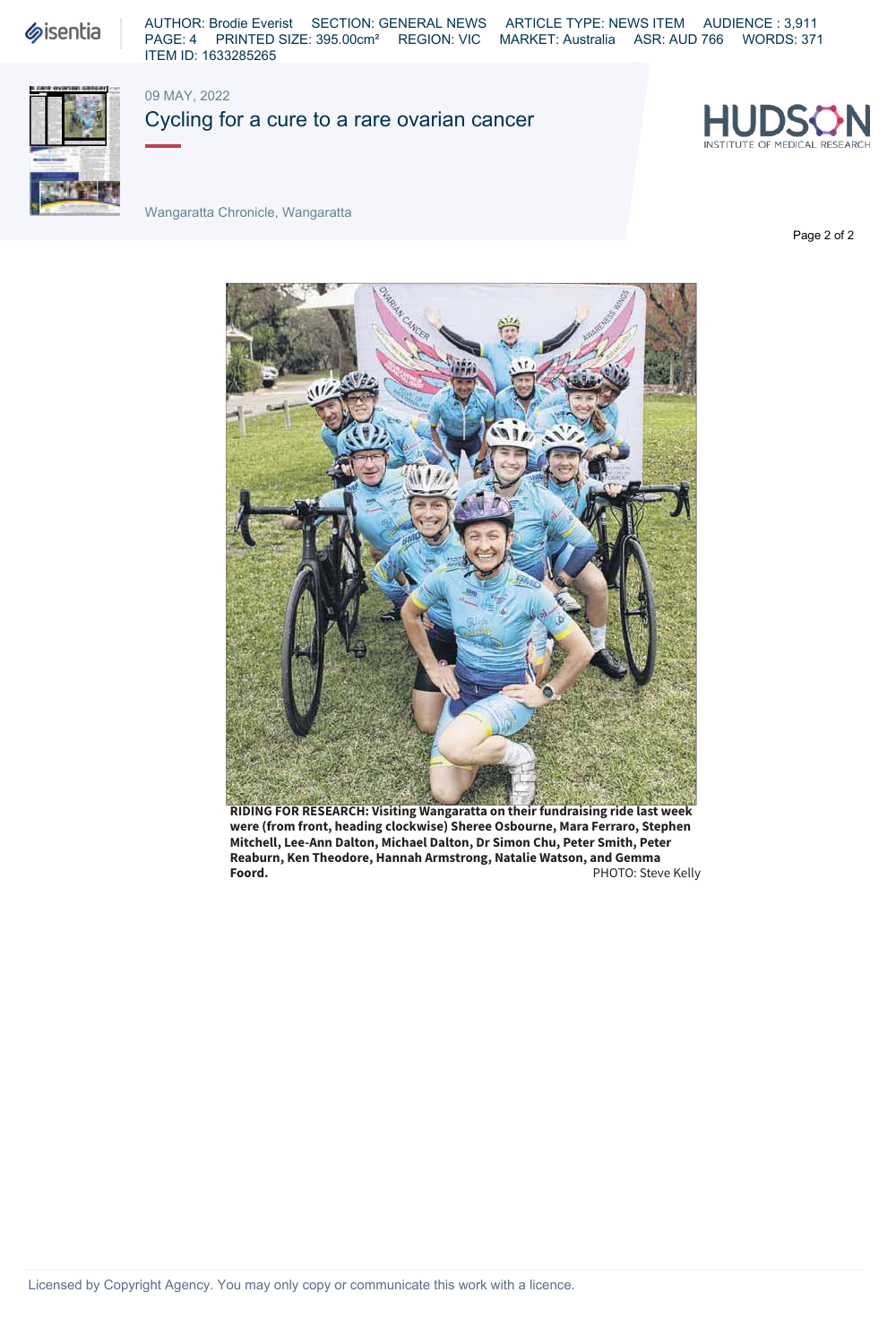**RIDING FOR RESEARCH: Visiting Wangaratta on their fundraising ride last week were (from front, heading clockwise) Sheree Osbourne, Mara Ferraro, Stephen Mitchell, Lee-Ann Dalton, Michael Dalton, Dr Simon Chu, Peter Smith, Peter Reaburn, Ken Theodore, Hannah Armstrong, Natalie Watson, and Gemma Foord.** PHOTO: Steve Kelly